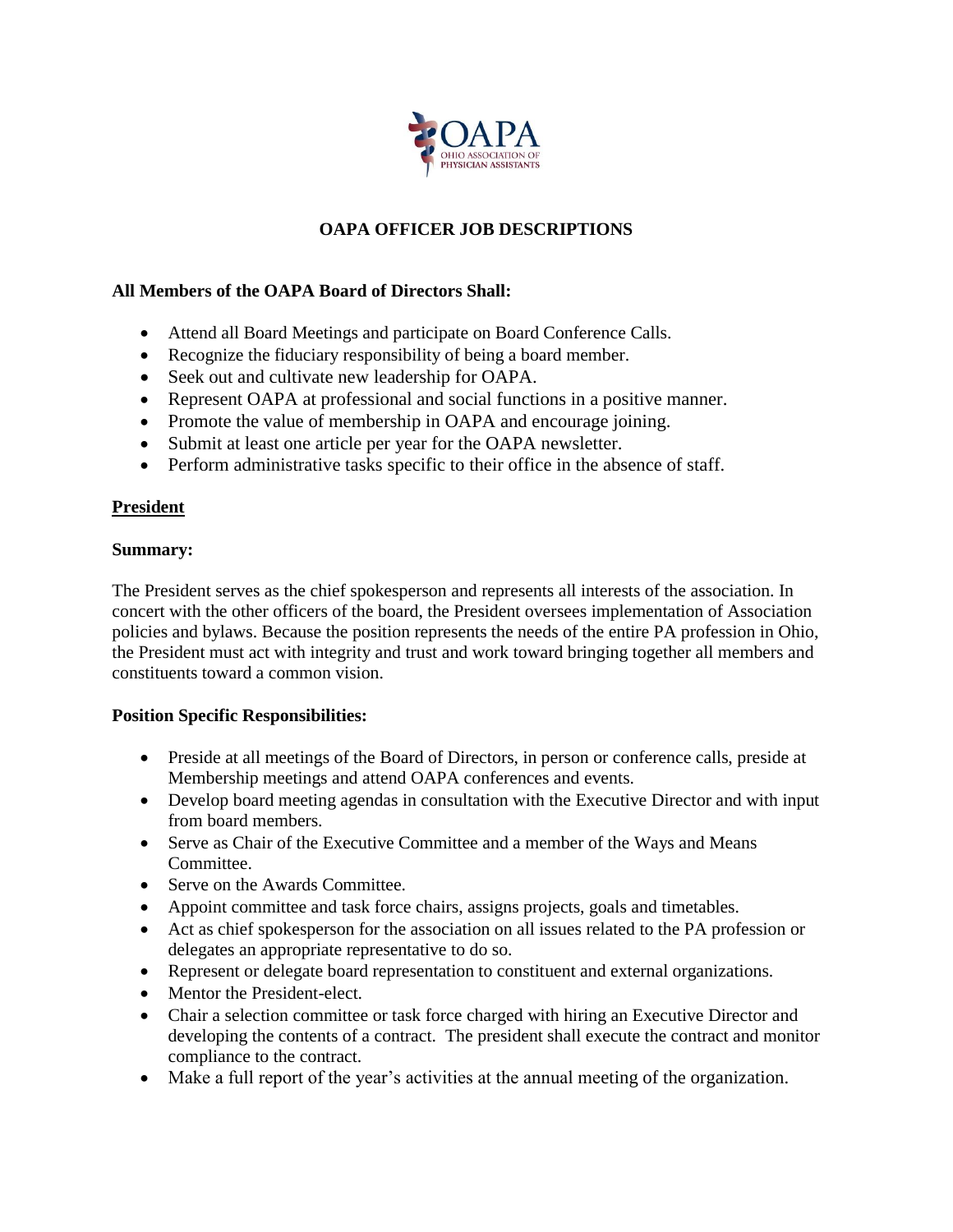OAPA

OHIO ASSOCIATION OF PHYSICIAN ASSISTANTS

# OAPA OFFICER JOB DESCRIPTIONS

**All Members of the OAPA Board of Directors Shall:**

- Attend all Board Meetings and participate on Board Conference Calls.
- Recognize the fiduciary responsibility of being a board member.
- Seek out and cultivate new leadership for OAPA.
- Represent OAPA at professional and social functions in a positive manner.
- Promote the value of membership in OAPA and encourage joining.
- Submit at least one article per year for the OAPA newsletter.
- Perform administrative tasks specific to their office in the absence of staff.

## President

**Summary:**

The President serves as the chief spokesperson and represents all interests of the association. In concert with the other officers of the board, the President oversees implementation of Association policies and bylaws. Because the position represents the needs of the entire PA profession in Ohio, the President must act with integrity and trust and work toward bringing together all members and constituents toward a common vision.

**Position Specific Responsibilities:**

- Preside at all meetings of the Board of Directors, in person or conference calls, preside at Membership meetings and attend OAPA conferences and events.
- Develop board meeting agendas in consultation with the Executive Director and with input from board members.
- Serve as Chair of the Executive Committee and a member of the Ways and Means Committee.
- Serve on the Awards Committee.
- Appoint committee and task force chairs, assigns projects, goals and timetables.
- Act as chief spokesperson for the association on all issues related to the PA profession or delegates an appropriate representative to do so.
- Represent or delegate board representation to constituent and external organizations.
- Mentor the President-elect.
- Chair a selection committee or task force charged with hiring an Executive Director and developing the contents of a contract. The president shall execute the contract and monitor compliance to the contract.
- Make a full report of the year's activities at the annual meeting of the organization.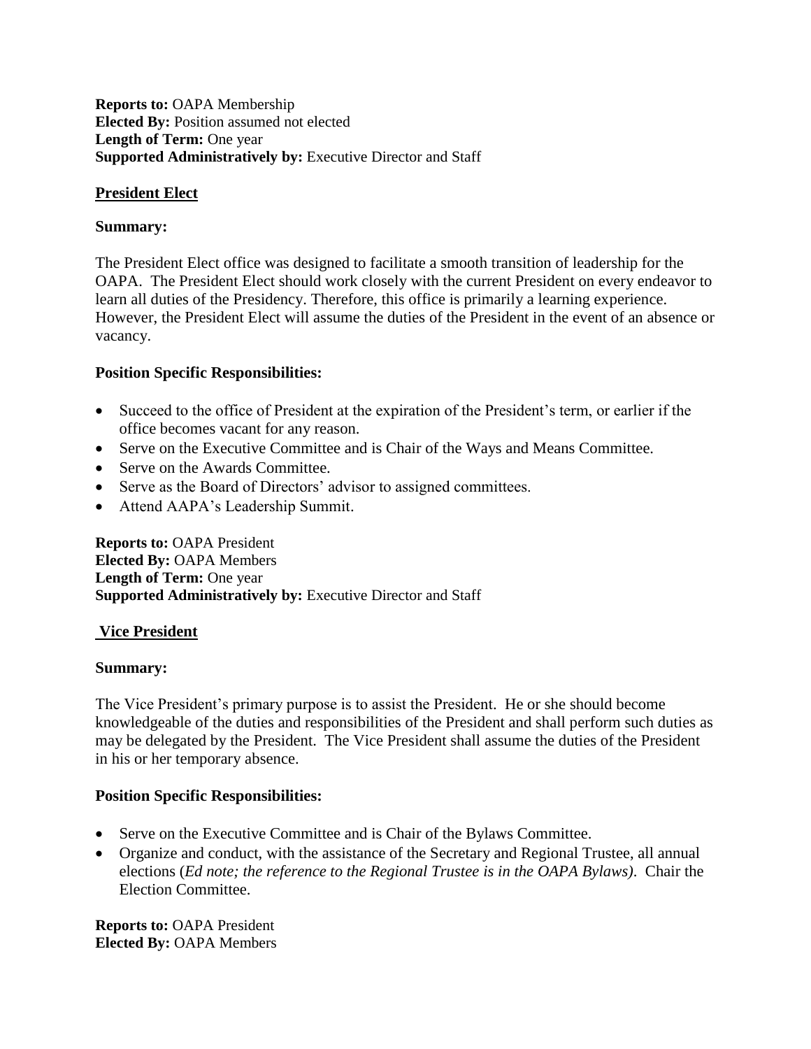**Reports to:** OAPA Membership
**Elected By:** Position assumed not elected
**Length of Term:** One year
**Supported Administratively by:** Executive Director and Staff

## President Elect

**Summary:**

The President Elect office was designed to facilitate a smooth transition of leadership for the OAPA. The President Elect should work closely with the current President on every endeavor to learn all duties of the Presidency. Therefore, this office is primarily a learning experience. However, the President Elect will assume the duties of the President in the event of an absence or vacancy.

**Position Specific Responsibilities:**

- Succeed to the office of President at the expiration of the President's term, or earlier if the office becomes vacant for any reason.
- Serve on the Executive Committee and is Chair of the Ways and Means Committee.
- Serve on the Awards Committee.
- Serve as the Board of Directors' advisor to assigned committees.
- Attend AAPA's Leadership Summit.

**Reports to:** OAPA President
**Elected By:** OAPA Members
**Length of Term:** One year
**Supported Administratively by:** Executive Director and Staff

## Vice President

**Summary:**

The Vice President's primary purpose is to assist the President. He or she should become knowledgeable of the duties and responsibilities of the President and shall perform such duties as may be delegated by the President. The Vice President shall assume the duties of the President in his or her temporary absence.

**Position Specific Responsibilities:**

- Serve on the Executive Committee and is Chair of the Bylaws Committee.
- Organize and conduct, with the assistance of the Secretary and Regional Trustee, all annual elections (*Ed note; the reference to the Regional Trustee is in the OAPA Bylaws)*. Chair the Election Committee.

**Reports to:** OAPA President
**Elected By:** OAPA Members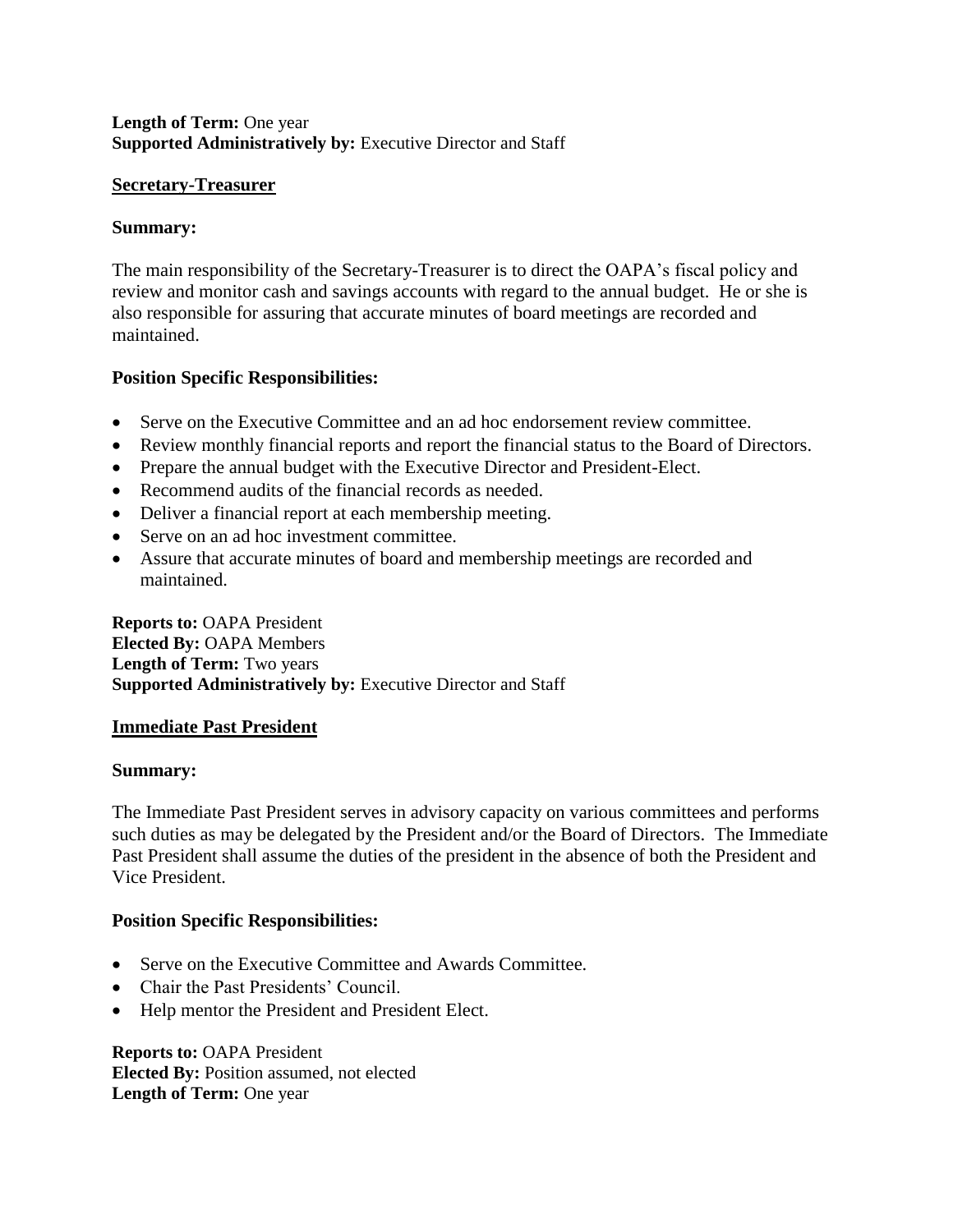**Length of Term:** One year
**Supported Administratively by:** Executive Director and Staff

## Secretary-Treasurer

**Summary:**

The main responsibility of the Secretary-Treasurer is to direct the OAPA's fiscal policy and review and monitor cash and savings accounts with regard to the annual budget. He or she is also responsible for assuring that accurate minutes of board meetings are recorded and maintained.

**Position Specific Responsibilities:**

- Serve on the Executive Committee and an ad hoc endorsement review committee.
- Review monthly financial reports and report the financial status to the Board of Directors.
- Prepare the annual budget with the Executive Director and President-Elect.
- Recommend audits of the financial records as needed.
- Deliver a financial report at each membership meeting.
- Serve on an ad hoc investment committee.
- Assure that accurate minutes of board and membership meetings are recorded and maintained.

**Reports to:** OAPA President
**Elected By:** OAPA Members
**Length of Term:** Two years
**Supported Administratively by:** Executive Director and Staff

## Immediate Past President

**Summary:**

The Immediate Past President serves in advisory capacity on various committees and performs such duties as may be delegated by the President and/or the Board of Directors. The Immediate Past President shall assume the duties of the president in the absence of both the President and Vice President.

**Position Specific Responsibilities:**

- Serve on the Executive Committee and Awards Committee.
- Chair the Past Presidents' Council.
- Help mentor the President and President Elect.

**Reports to:** OAPA President
**Elected By:** Position assumed, not elected
**Length of Term:** One year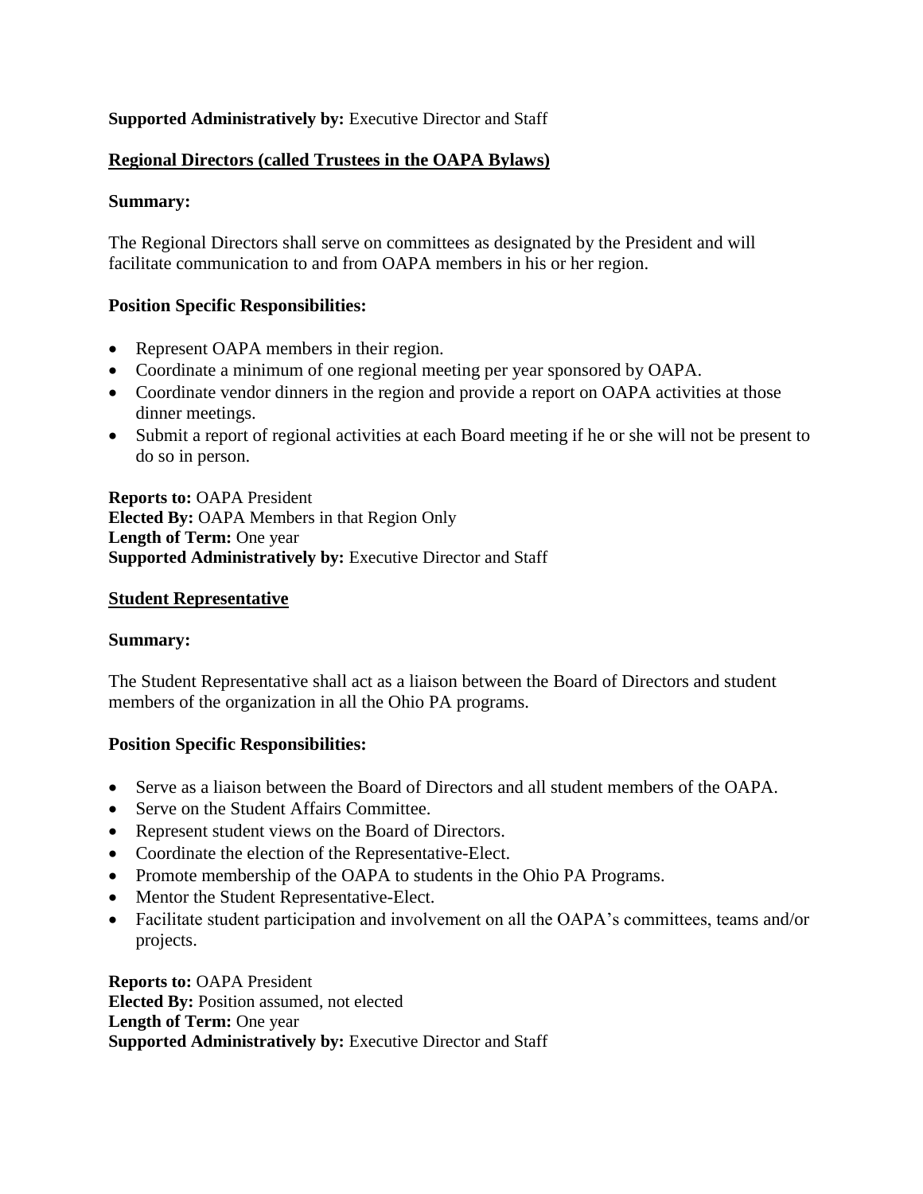**Supported Administratively by:** Executive Director and Staff

## Regional Directors (called Trustees in the OAPA Bylaws)

**Summary:**

The Regional Directors shall serve on committees as designated by the President and will facilitate communication to and from OAPA members in his or her region.

**Position Specific Responsibilities:**

- Represent OAPA members in their region.
- Coordinate a minimum of one regional meeting per year sponsored by OAPA.
- Coordinate vendor dinners in the region and provide a report on OAPA activities at those dinner meetings.
- Submit a report of regional activities at each Board meeting if he or she will not be present to do so in person.

**Reports to:** OAPA President
**Elected By:** OAPA Members in that Region Only
**Length of Term:** One year
**Supported Administratively by:** Executive Director and Staff

## Student Representative

**Summary:**

The Student Representative shall act as a liaison between the Board of Directors and student members of the organization in all the Ohio PA programs.

**Position Specific Responsibilities:**

- Serve as a liaison between the Board of Directors and all student members of the OAPA.
- Serve on the Student Affairs Committee.
- Represent student views on the Board of Directors.
- Coordinate the election of the Representative-Elect.
- Promote membership of the OAPA to students in the Ohio PA Programs.
- Mentor the Student Representative-Elect.
- Facilitate student participation and involvement on all the OAPA's committees, teams and/or projects.

**Reports to:** OAPA President
**Elected By:** Position assumed, not elected
**Length of Term:** One year
**Supported Administratively by:** Executive Director and Staff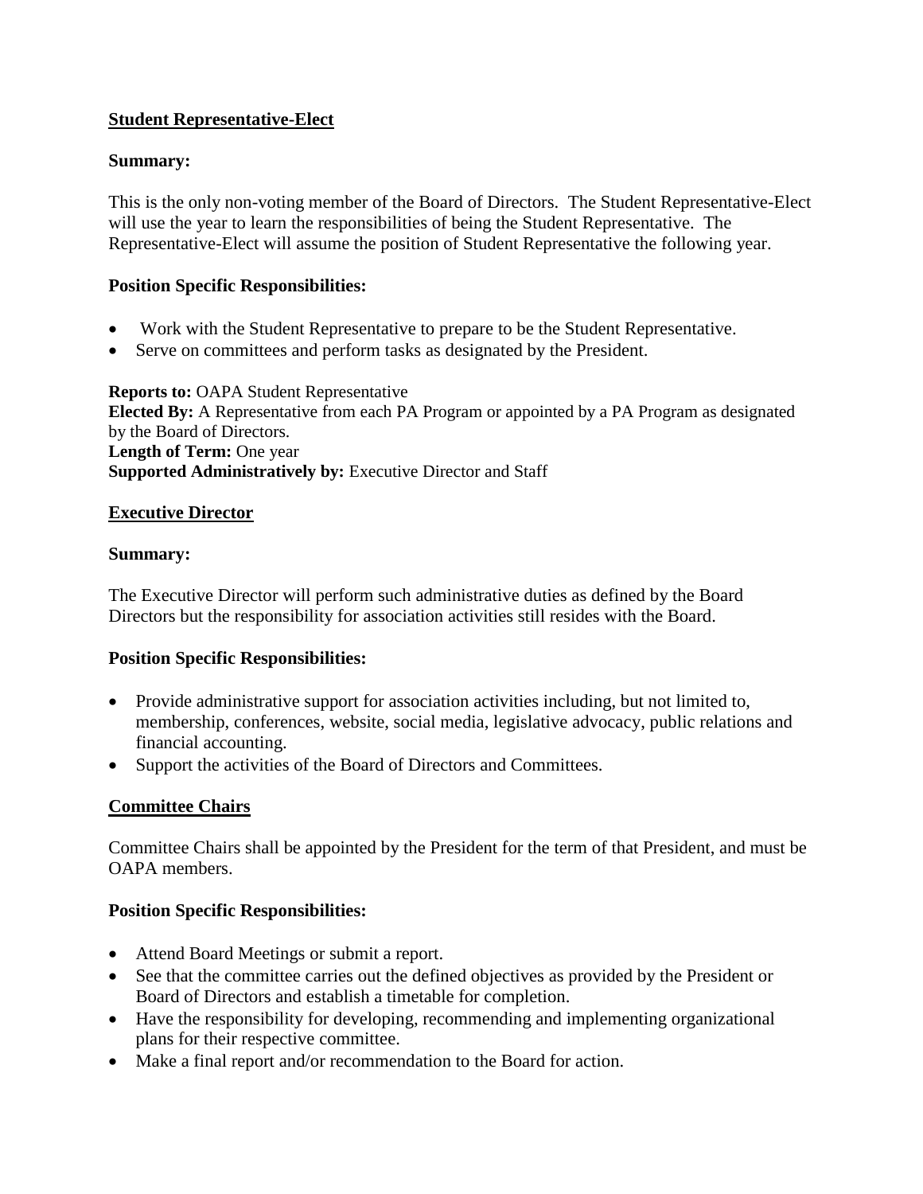## Student Representative-Elect

**Summary:**

This is the only non-voting member of the Board of Directors. The Student Representative-Elect will use the year to learn the responsibilities of being the Student Representative. The Representative-Elect will assume the position of Student Representative the following year.

**Position Specific Responsibilities:**

- Work with the Student Representative to prepare to be the Student Representative.
- Serve on committees and perform tasks as designated by the President.

**Reports to:** OAPA Student Representative
**Elected By:** A Representative from each PA Program or appointed by a PA Program as designated by the Board of Directors.
**Length of Term:** One year
**Supported Administratively by:** Executive Director and Staff

## Executive Director

**Summary:**

The Executive Director will perform such administrative duties as defined by the Board Directors but the responsibility for association activities still resides with the Board.

**Position Specific Responsibilities:**

- Provide administrative support for association activities including, but not limited to, membership, conferences, website, social media, legislative advocacy, public relations and financial accounting.
- Support the activities of the Board of Directors and Committees.

## Committee Chairs

Committee Chairs shall be appointed by the President for the term of that President, and must be OAPA members.

**Position Specific Responsibilities:**

- Attend Board Meetings or submit a report.
- See that the committee carries out the defined objectives as provided by the President or Board of Directors and establish a timetable for completion.
- Have the responsibility for developing, recommending and implementing organizational plans for their respective committee.
- Make a final report and/or recommendation to the Board for action.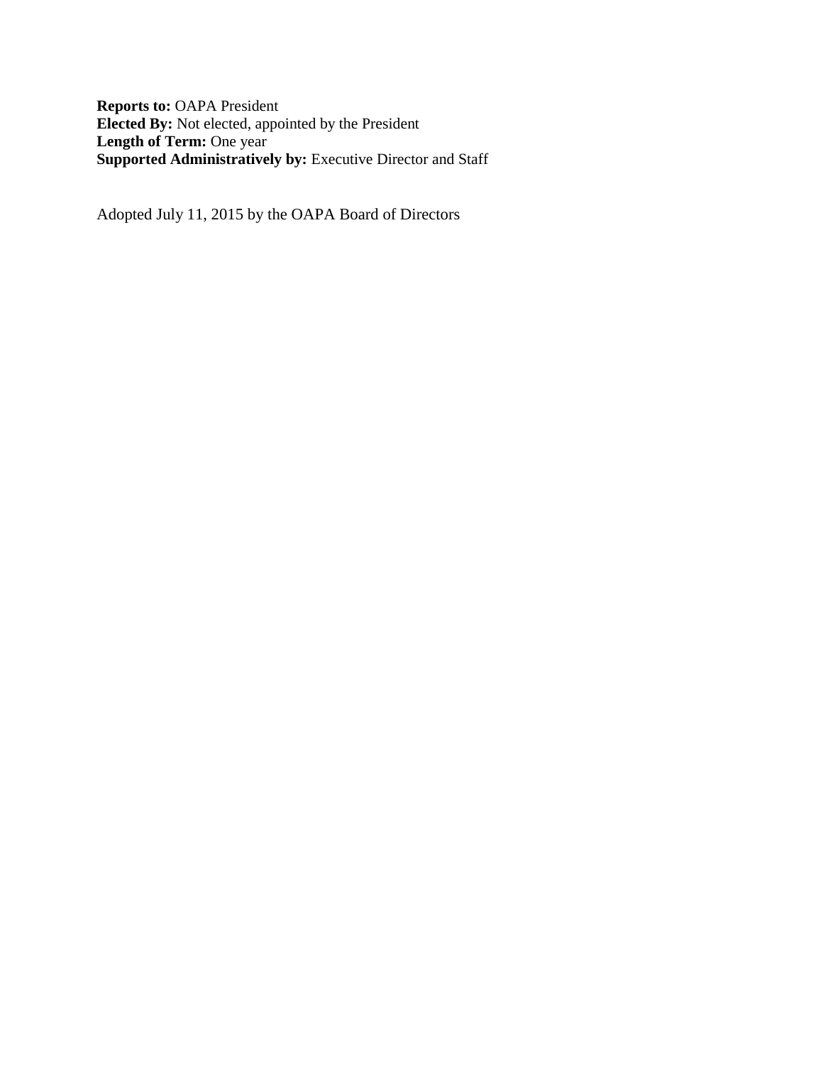**Reports to:** OAPA President
**Elected By:** Not elected, appointed by the President
**Length of Term:** One year
**Supported Administratively by:** Executive Director and Staff

Adopted July 11, 2015 by the OAPA Board of Directors